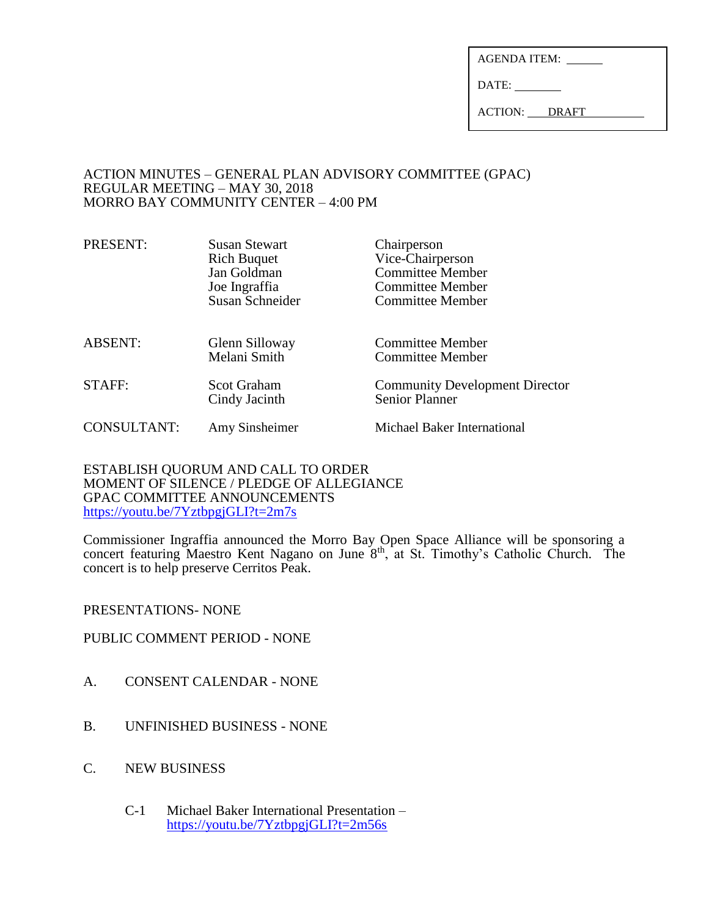| AGENDA ITEM: |
| --- |
| DATE: |
| ACTION: DRAFT |

ACTION MINUTES – GENERAL PLAN ADVISORY COMMITTEE (GPAC)
REGULAR MEETING – MAY 30, 2018
MORRO BAY COMMUNITY CENTER – 4:00 PM

| | | |
| --- | --- | --- |
| PRESENT: | Susan Stewart | Chairperson |
| | Rich Buquet | Vice-Chairperson |
| | Jan Goldman | Committee Member |
| | Joe Ingraffia | Committee Member |
| | Susan Schneider | Committee Member |
| ABSENT: | Glenn Silloway | Committee Member |
| | Melani Smith | Committee Member |
| STAFF: | Scot Graham | Community Development Director |
| | Cindy Jacinth | Senior Planner |
| CONSULTANT: | Amy Sinsheimer | Michael Baker International |

ESTABLISH QUORUM AND CALL TO ORDER
MOMENT OF SILENCE / PLEDGE OF ALLEGIANCE
GPAC COMMITTEE ANNOUNCEMENTS
https://youtu.be/7YztbpgjGLI?t=2m7s

Commissioner Ingraffia announced the Morro Bay Open Space Alliance will be sponsoring a concert featuring Maestro Kent Nagano on June 8th, at St. Timothy's Catholic Church. The concert is to help preserve Cerritos Peak.

PRESENTATIONS- NONE

PUBLIC COMMENT PERIOD - NONE

A. CONSENT CALENDAR - NONE

B. UNFINISHED BUSINESS - NONE

C. NEW BUSINESS

C-1 Michael Baker International Presentation – https://youtu.be/7YztbpgjGLI?t=2m56s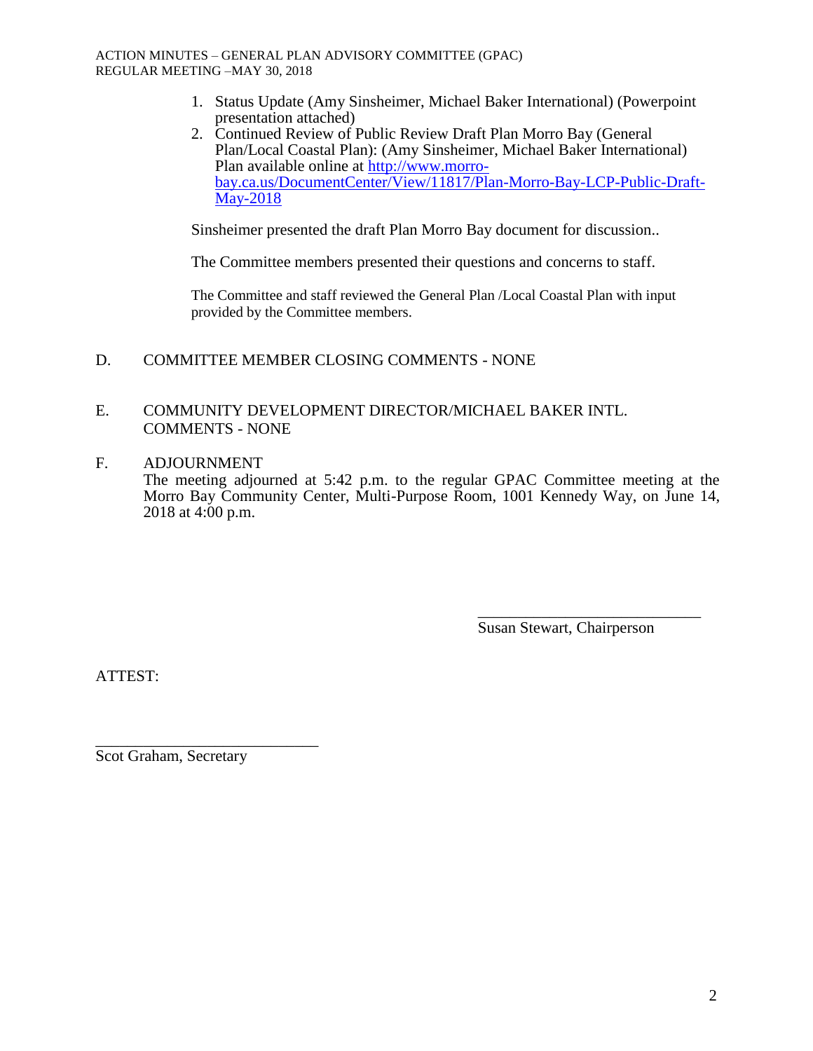1. Status Update (Amy Sinsheimer, Michael Baker International) (Powerpoint presentation attached)
2. Continued Review of Public Review Draft Plan Morro Bay (General Plan/Local Coastal Plan): (Amy Sinsheimer, Michael Baker International) Plan available online at [http://www.morro-bay.ca.us/DocumentCenter/View/11817/Plan-Morro-Bay-LCP-Public-Draft-May-2018](http://www.morro-bay.ca.us/DocumentCenter/View/11817/Plan-Morro-Bay-LCP-Public-Draft-May-2018)

Sinsheimer presented the draft Plan Morro Bay document for discussion..

The Committee members presented their questions and concerns to staff.

The Committee and staff reviewed the General Plan /Local Coastal Plan with input provided by the Committee members.

D. COMMITTEE MEMBER CLOSING COMMENTS - NONE

E. COMMUNITY DEVELOPMENT DIRECTOR/MICHAEL BAKER INTL. COMMENTS - NONE

F. ADJOURNMENT
The meeting adjourned at 5:42 p.m. to the regular GPAC Committee meeting at the Morro Bay Community Center, Multi-Purpose Room, 1001 Kennedy Way, on June 14, 2018 at 4:00 p.m.

\_\_\_\_\_\_\_\_\_\_\_\_\_\_\_\_\_\_\_\_\_\_\_\_\_\_\_\_
Susan Stewart, Chairperson

ATTEST:

\_\_\_\_\_\_\_\_\_\_\_\_\_\_\_\_\_\_\_\_\_\_\_\_\_\_\_\_
Scot Graham, Secretary